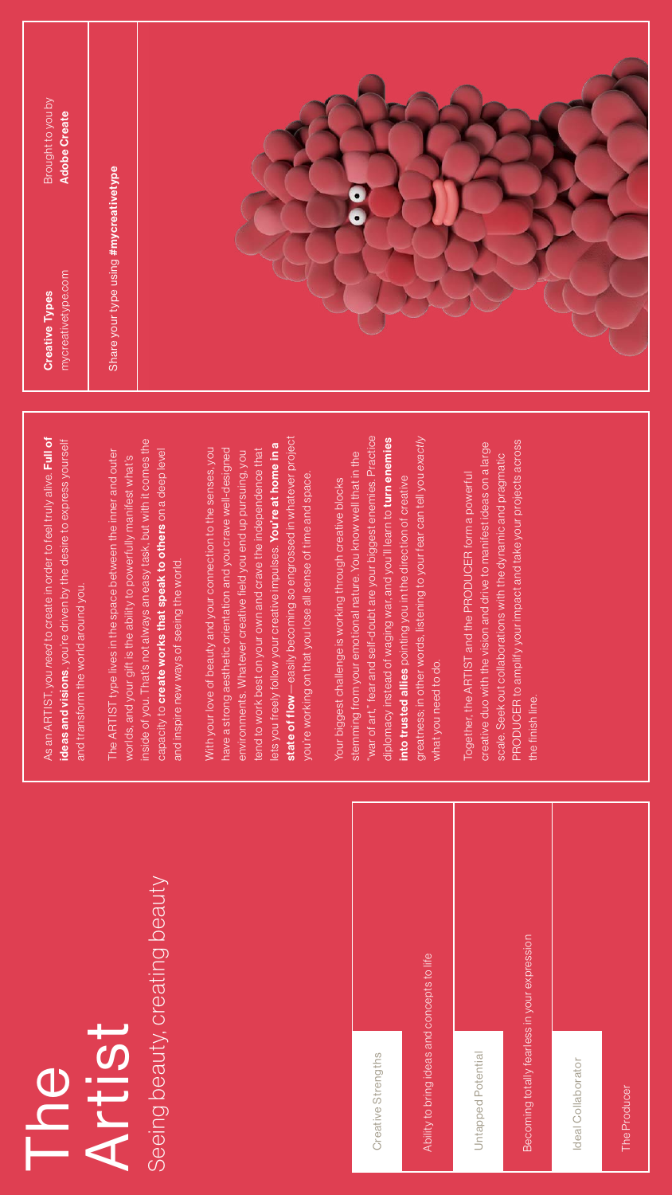# The Artist

## Seeing beauty, creating beauty

**Creative Strengths**

Ability to bring ideas and concepts to life

**Untapped Potential**

Becoming totally fearless in your expression

**Ideal Collaborator**

The Producer

As an ARTIST, you *need* to create in order to feel truly alive. **Full of ideas and visions**, you're driven by the desire to express yourself and transform the world around you.

The ARTIST type lives in the space between the inner and outer worlds, and your gift is the ability to powerfully manifest what's inside of you. That's not always an easy task, but with it comes the capacity to **create works that speak to others** on a deep level and inspire new ways of seeing the world.

With your love of beauty and your connection to the senses, you have a strong aesthetic orientation and you crave well-designed environments. Whatever creative field you end up pursuing, you tend to work best on your own and crave the independence that lets you freely follow your creative impulses. **You're at home in a state of flow**—easily becoming so engrossed in whatever project you're working on that you lose all sense of time and space.

Your biggest challenge is working through creative blocks stemming from your emotional nature. You know well that in the "war of art," fear and self-doubt are your biggest enemies. Practice diplomacy instead of waging war, and you'll learn to **turn enemies into trusted allies** pointing you in the direction of creative greatness; in other words, listening to your fear can tell you *exactly* what you need to do.

Together, the ARTIST and the PRODUCER form a powerful creative duo with the vision and drive to manifest ideas on a large scale. Seek out collaborations with the dynamic and pragmatic PRODUCER to amplify your impact and take your projects across the finish line.

**Creative Types**
mycreativetype.com

Brought to you by
**Adobe Create**

Share your type using **#mycreativetype**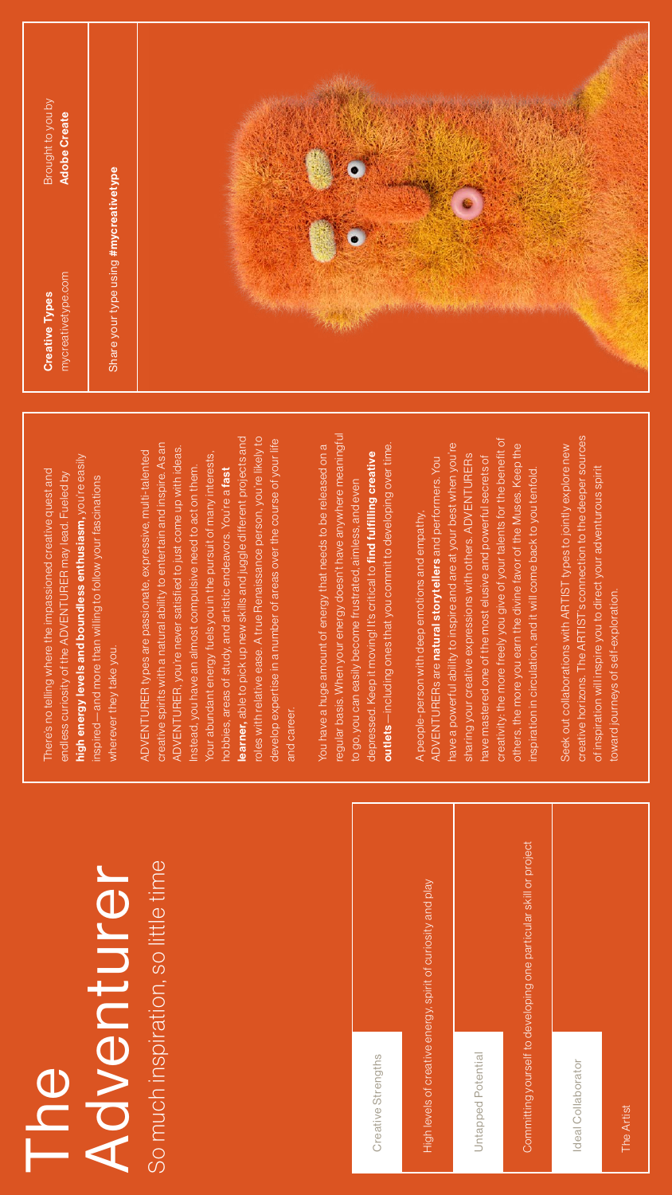# The Adventurer

## So much inspiration, so little time

| | |
|---|---|
| Creative Strengths | High levels of creative energy, spirit of curiosity and play |
| Untapped Potential | Committing yourself to developing one particular skill or project |
| Ideal Collaborator | The Artist |

There's no telling where the impassioned creative quest and endless curiosity of the ADVENTURER may lead. Fueled by **high energy levels and boundless enthusiasm,** you're easily inspired—and more than willing to follow your fascinations wherever they take you.

ADVENTURER types are passionate, expressive, multi-talented creative spirits with a natural ability to entertain and inspire. As an ADVENTURER, you're never satisfied to just come up with ideas. Instead, you have an almost compulsive need to act on them. Your abundant energy fuels you in the pursuit of many interests, hobbies, areas of study, and artistic endeavors. You're a **fast learner,** able to pick up new skills and juggle different projects and roles with relative ease. A true Renaissance person, you're likely to develop expertise in a number of areas over the course of your life and career.

You have a huge amount of energy that needs to be released on a regular basis. When your energy doesn't have anywhere meaningful to go, you can easily become frustrated, aimless, and even depressed. Keep it moving! It's critical to **find fulfilling creative outlets**—including ones that you commit to developing over time.

A people-person with deep emotions and empathy, ADVENTURERs are **natural storytellers** and performers. You have a powerful ability to inspire and are at your best when you're sharing your creative expressions with others. ADVENTURERs have mastered one of the most elusive and powerful secrets of creativity: the more freely you give of your talents for the benefit of others, the more you earn the divine favor of the Muses. Keep the inspiration in circulation, and it will come back to you tenfold.

Seek out collaborations with ARTIST types to jointly explore new creative horizons. The ARTIST's connection to the deeper sources of inspiration will inspire you to direct your adventurous spirit toward journeys of self-exploration.

**Creative Types**
mycreativetype.com

Brought to you by
**Adobe Create**

Share your type using **#mycreativetype**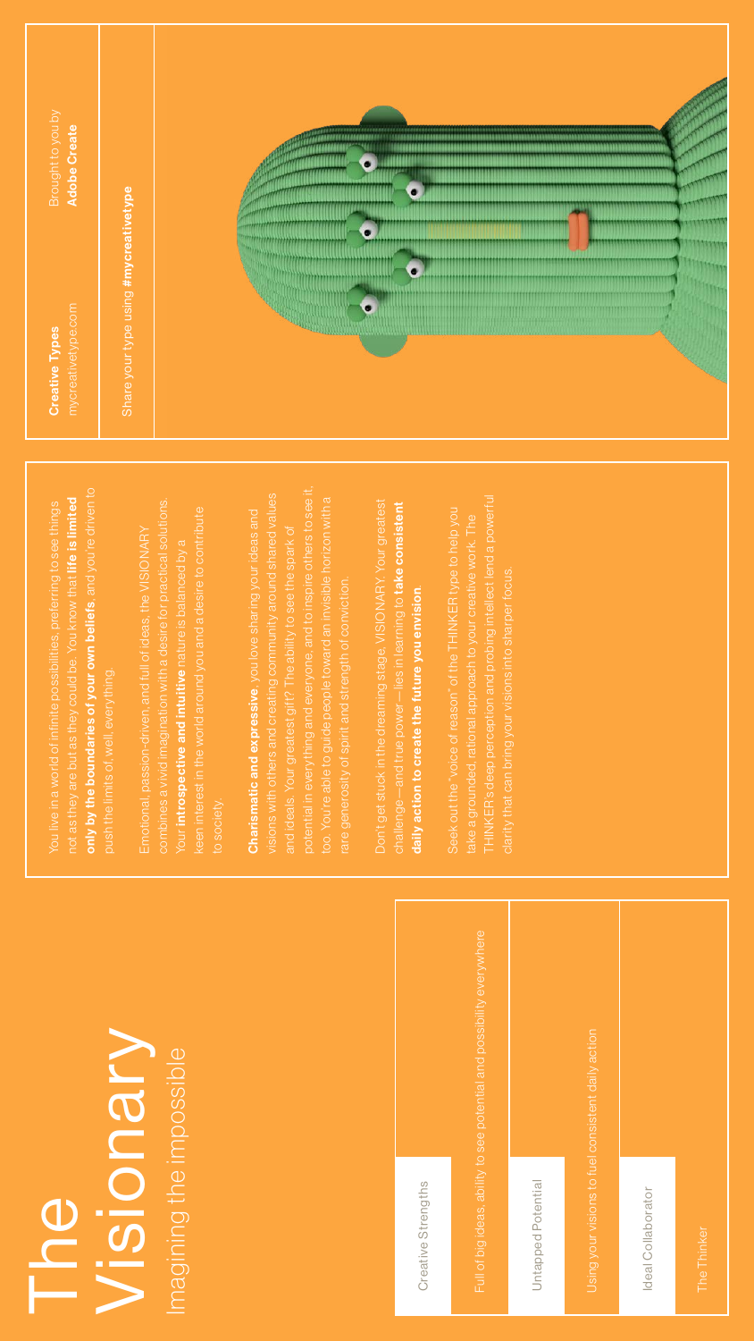# The Visionary

## Imagining the impossible

| Creative Strengths |
| --- |
| Full of big ideas, ability to see potential and possibility everywhere |

| Untapped Potential |
| --- |
| Using your visions to fuel consistent daily action |

| Ideal Collaborator |
| --- |
| The Thinker |

You live in a world of infinite possibilities, preferring to see things not as they are but as they could be. You know that **life is limited only by the boundaries of your own beliefs**, and you're driven to push the limits of, well, everything.

Emotional, passion-driven, and full of ideas, the VISIONARY combines a vivid imagination with a desire for practical solutions. Your **introspective and intuitive** nature is balanced by a keen interest in the world around you and a desire to contribute to society.

**Charismatic and expressive**, you love sharing your ideas and visions with others and creating community around shared values and ideals. Your greatest gift? The ability to see the spark of potential in everything and everyone, and to inspire others to see it, too. You're able to guide people toward an invisible horizon with a rare generosity of spirit and strength of conviction.

Don't get stuck in the dreaming stage, VISIONARY. Your greatest challenge—and true power—lies in learning to **take consistent daily action to create the future you envision**.

Seek out the "voice of reason" of the THINKER type to help you take a grounded, rational approach to your creative work. The THINKER's deep perception and probing intellect lend a powerful clarity that can bring your visions into sharper focus.

**Creative Types**
mycreativetype.com

Brought to you by
**Adobe Create**

Share your type using **#mycreativetype**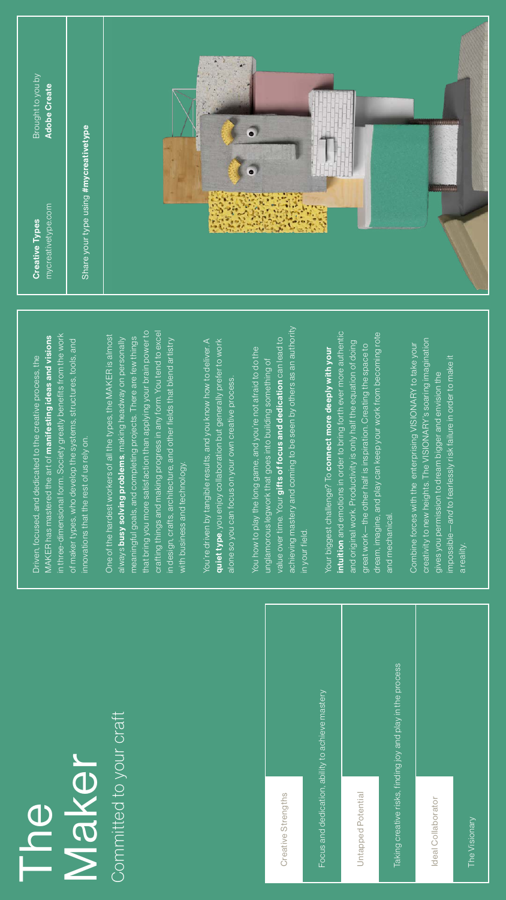# The Maker

## Committed to your craft

| | |
|---|---|
| Creative Strengths | Focus and dedication, ability to achieve mastery |
| Untapped Potential | Taking creative risks, finding joy and play in the process |
| Ideal Collaborator | The Visionary |

Driven, focused, and dedicated to the creative process, the MAKER has mastered the art of **manifesting ideas and visions** in three-dimensional form. Society greatly benefits from the work of maker types, who develop the systems, structures, tools, and innovations that the rest of us rely on.

One of the hardest workers of all the types, the MAKER is almost always **busy solving problems**, making headway on personally meaningful goals, and completing projects. There are few things that bring you more satisfaction than applying your brain power to crafting things and making progress in any form. You tend to excel in design, crafts, architecture, and other fields that blend artistry with business and technology.

You're driven by tangible results, and you know how to deliver. A **quiet type**, you enjoy collaboration but generally prefer to work alone so you can focus on your own creative process.

You how to play the long game, and you're not afraid to do the unglamorous legwork that goes into building something of value over time. Your **gifts of focus and dedication** can lead to achieving mastery and coming to be seen by others as an authority in your field.

Your biggest challenge? To **connect more deeply with your intuition** and emotions in order to bring forth ever more authentic and original work. Productivity is only half the equation of doing great work—the other half is inspiration. Creating the space to dream, imagine, and play can keep your work from becoming rote and mechanical.

Combine forces with the enterprising VISIONARY to take your creativity to new heights. The VISIONARY's soaring imagination gives you permission to dream bigger and envision the impossible—*and* to fearlessly risk failure in order to make it a reality.

**Creative Types**
mycreativetype.com

Brought to you by
**Adobe Create**

Share your type using **#mycreativetype**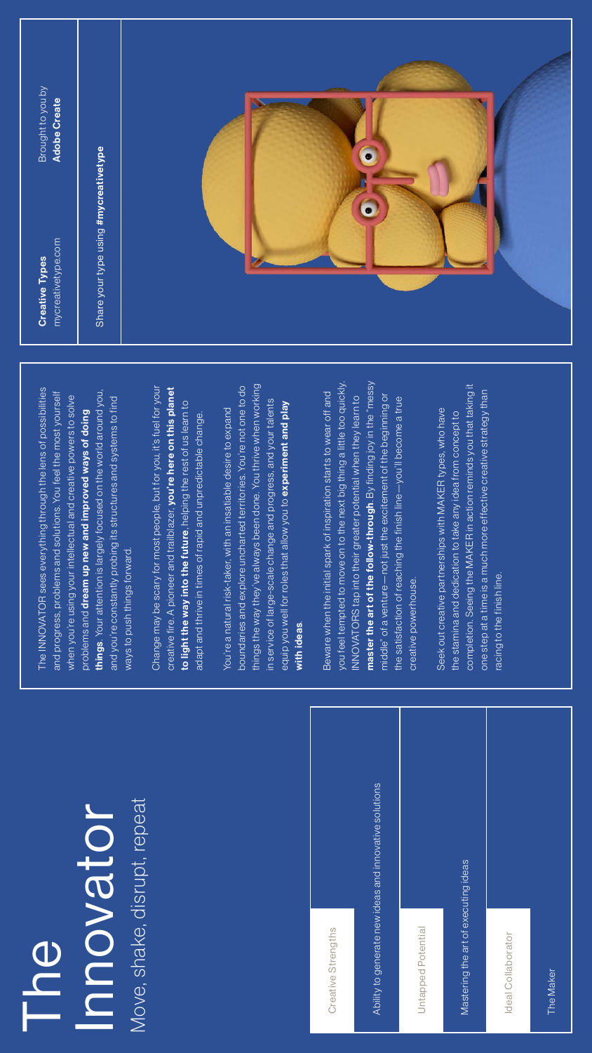# The Innovator

Move, shake, disrupt, repeat

Creative Strengths

Ability to generate new ideas and innovative solutions

Untapped Potential

Mastering the art of executing ideas

Ideal Collaborator

The Maker

The INNOVATOR sees everything through the lens of possibilities and progress, problems and solutions. You feel the most yourself when you're using your intellectual and creative powers to solve problems and **dream up new and improved ways of doing things**. Your attention is largely focused on the world around you, and you're constantly probing its structures and systems to find ways to push things forward.

Change may be scary for most people, but for you, it's fuel for your creative fire. A pioneer and trailblazer, **you're here on this planet to light the way into the future**, helping the rest of us learn to adapt and thrive in times of rapid and unpredictable change.

You're a natural risk-taker, with an insatiable desire to expand boundaries and explore uncharted territories. You're not one to do things the way they've always been done. You thrive when working in service of large-scale change and progress, and your talents equip you well for roles that allow you to **experiment and play with ideas**.

Beware when the initial spark of inspiration starts to wear off and you feel tempted to move on to the next big thing a little too quickly. INNOVATORS tap into their greater potential when they learn to **master the art of the follow-through**. By finding joy in the "messy middle" of a venture—not just the excitement of the beginning or the satisfaction of reaching the finish line—you'll become a true creative powerhouse.

Seek out creative partnerships with MAKER types, who have the stamina and dedication to take any idea from concept to completion. Seeing the MAKER in action reminds you that taking it one step at a time is a much more effective creative strategy than racing to the finish line.

**Creative Types**
mycreativetype.com

Brought to you by
**Adobe Create**

Share your type using **#mycreativetype**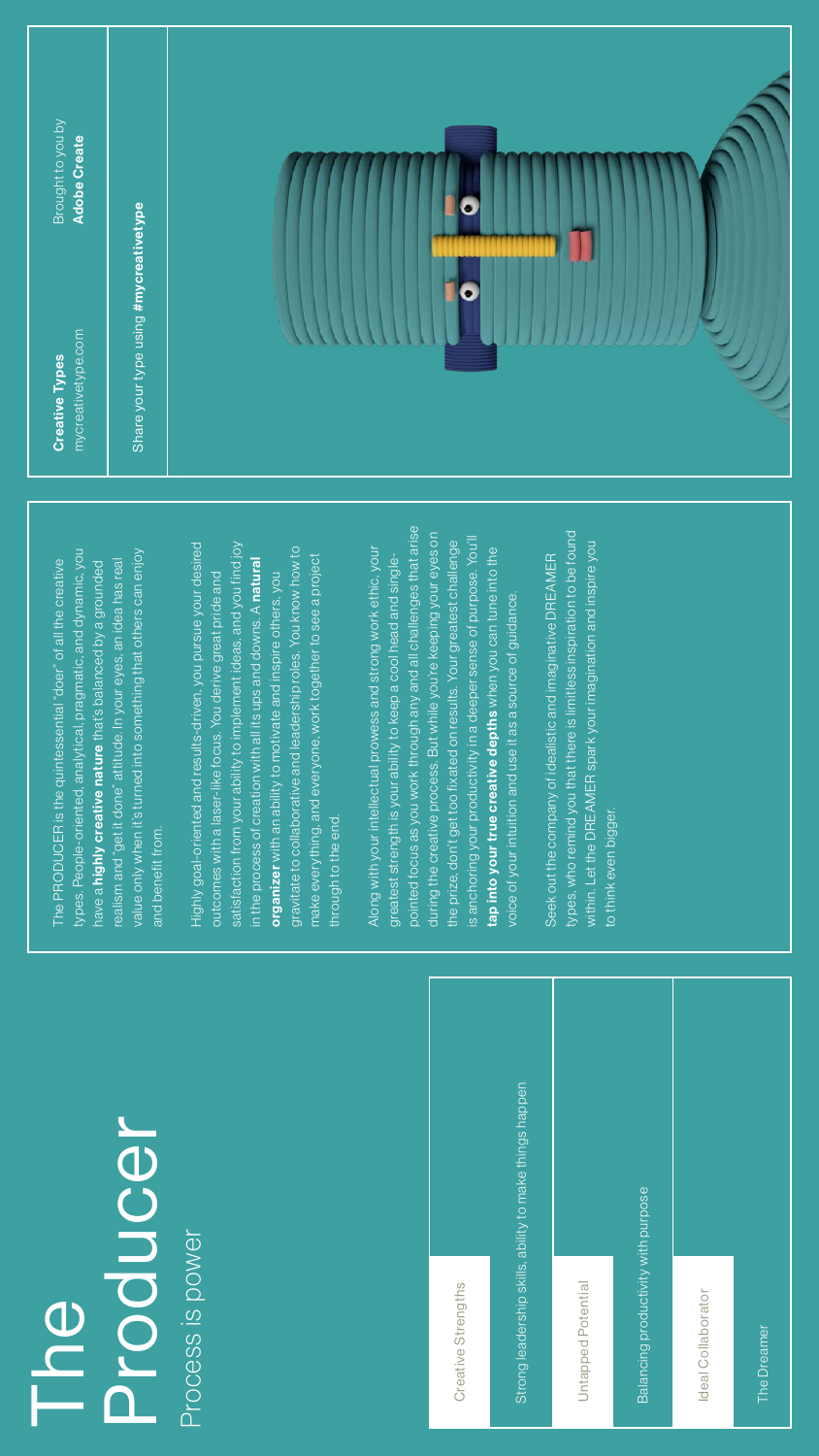# The Producer

## Process is power

Creative Strengths

Strong leadership skills, ability to make things happen

Untapped Potential

Balancing productivity with purpose

Ideal Collaborator

The Dreamer

The PRODUCER is the quintessential "doer" of all the creative types. People-oriented, analytical, pragmatic, and dynamic, you have a **highly creative nature** that's balanced by a grounded realism and "get it done" attitude. In your eyes, an idea has real value only when it's turned into something that others can enjoy and benefit from.

Highly goal-oriented and results-driven, you pursue your desired outcomes with a laser-like focus. You derive great pride and satisfaction from your ability to implement ideas, and you find joy in the process of creation with all its ups and downs. A **natural organizer** with an ability to motivate and inspire others, you gravitate to collaborative and leadership roles. You know how to make everything, and everyone, work together to see a project through to the end.

Along with your intellectual prowess and strong work ethic, your greatest strength is your ability to keep a cool head and single-pointed focus as you work through any and all challenges that arise during the creative process. But while you're keeping your eyes on the prize, don't get too fixated on results. Your greatest challenge is anchoring your productivity in a deeper sense of purpose. You'll **tap into your true creative depths** when you can tune into the voice of your intuition and use it as a source of guidance.

Seek out the company of idealistic and imaginative DREAMER types, who remind you that there is limitless inspiration to be found within. Let the DREAMER spark your imagination and inspire you to think even bigger.

**Creative Types**
mycreativetype.com

Brought to you by
**Adobe Create**

Share your type using **#mycreativetype**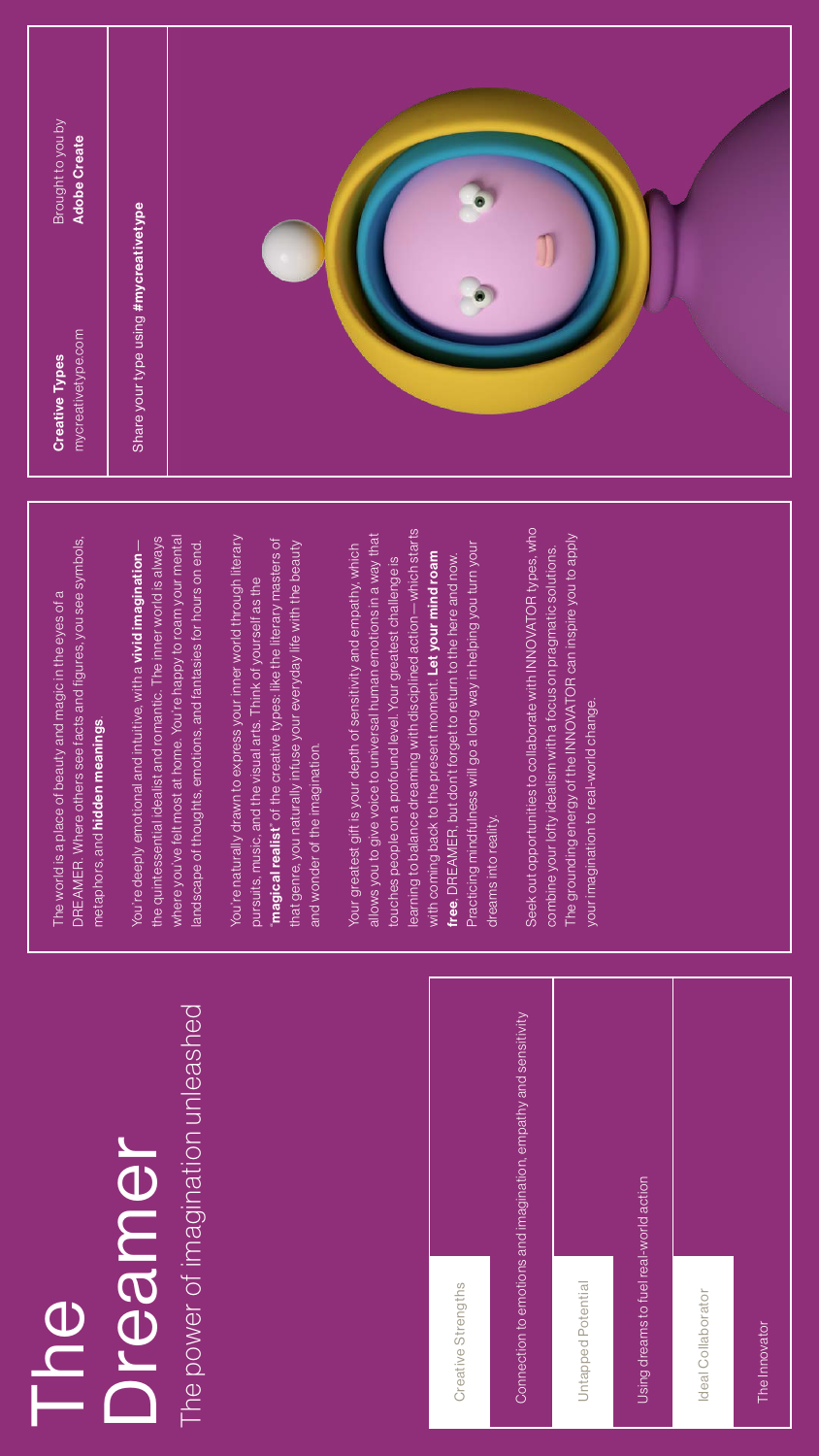# The Dreamer

## The power of imagination unleashed

**Creative Strengths**

Connection to emotions and imagination, empathy and sensitivity

**Untapped Potential**

Using dreams to fuel real-world action

**Ideal Collaborator**

The Innovator

The world is a place of beauty and magic in the eyes of a DREAMER. Where others see facts and figures, you see symbols, metaphors, and **hidden meanings**.

You're deeply emotional and intuitive, with a **vivid imagination**—the quintessential idealist and romantic. The inner world is always where you've felt most at home. You're happy to roam your mental landscape of thoughts, emotions, and fantasies for hours on end.

You're naturally drawn to express your inner world through literary pursuits, music, and the visual arts. Think of yourself as the "**magical realist**" of the creative types: like the literary masters of that genre, you naturally infuse your everyday life with the beauty and wonder of the imagination.

Your greatest gift is your depth of sensitivity and empathy, which allows you to give voice to universal human emotions in a way that touches people on a profound level. Your greatest challenge is learning to balance dreaming with disciplined action—which starts with coming back to the present moment. **Let your mind roam free**, DREAMER, but don't forget to return to the here and now. Practicing mindfulness will go a long way in helping you turn your dreams into reality.

Seek out opportunities to collaborate with INNOVATOR types, who combine your lofty idealism with a focus on pragmatic solutions. The grounding energy of the INNOVATOR can inspire you to apply your imagination to real-world change.

**Creative Types**
mycreativetype.com

Brought to you by
**Adobe Create**

Share your type using **#mycreativetype**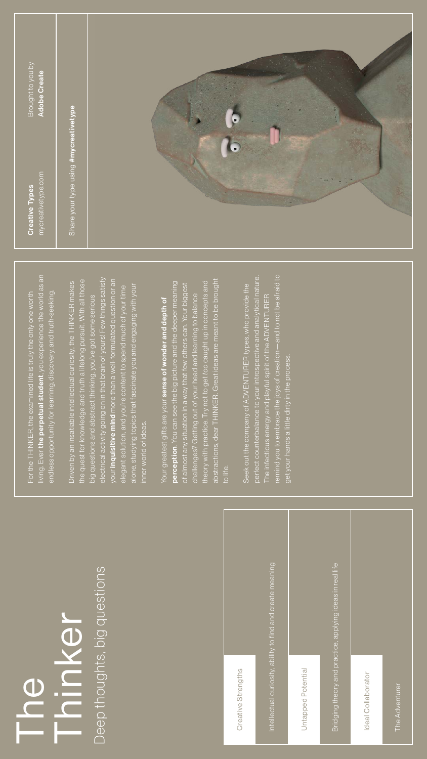# The Thinker

## Deep thoughts, big questions

| Creative Strengths |
|---|
| Intellectual curiosity, ability to find and create meaning |

| Untapped Potential |
|---|
| Bridging theory and practice, applying ideas in real life |

| Ideal Collaborator |
|---|
| The Adventurer |

For the THINKER, the examined life is truly the only one worth living. Ever **the perpetual student**, you experience the world as an endless opportunity for learning, discovery, and truth-seeking.

Driven by an insatiable intellectual curiosity, the THINKER makes the quest for knowledge and truth a lifelong pursuit. With all those big questions and abstract thinking, you've got some serious electrical activity going on in that brain of yours! Few things satisfy your **inquisitive mind** more than a well-formulated question or an elegant solution, and you're content to spend much of your time alone, studying topics that fascinate you and engaging with your inner world of ideas.

Your greatest gifts are your **sense of wonder and depth of perception**. You can see the big picture and the deeper meaning of almost any situation in a way that few others can. Your biggest challenges? Getting out of your head and learning to balance theory with practice. Try not to get too caught up in concepts and abstractions, dear THINKER. Great ideas are meant to be brought to life.

Seek out the company of ADVENTURER types, who provide the perfect counterbalance to your introspective and analytical nature. The infectious energy and playful spirit of the ADVENTURER remind you to embrace the joys of creation—and to not be afraid to get your hands a little dirty in the process.

**Creative Types**
mycreativetype.com

Brought to you by
**Adobe Create**

Share your type using **#mycreativetype**